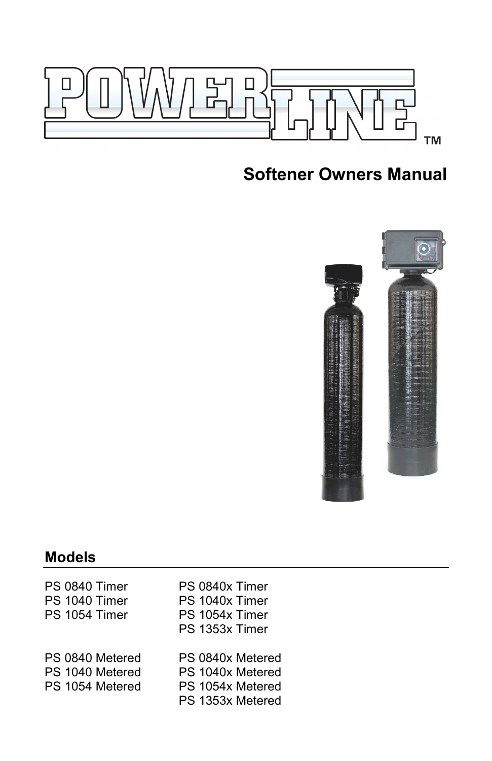# POWERLINE™

## Softener Owners Manual

### Models

PS 0840 Timer
PS 1040 Timer
PS 1054 Timer

PS 0840x Timer
PS 1040x Timer
PS 1054x Timer
PS 1353x Timer

PS 0840 Metered
PS 1040 Metered
PS 1054 Metered

PS 0840x Metered
PS 1040x Metered
PS 1054x Metered
PS 1353x Metered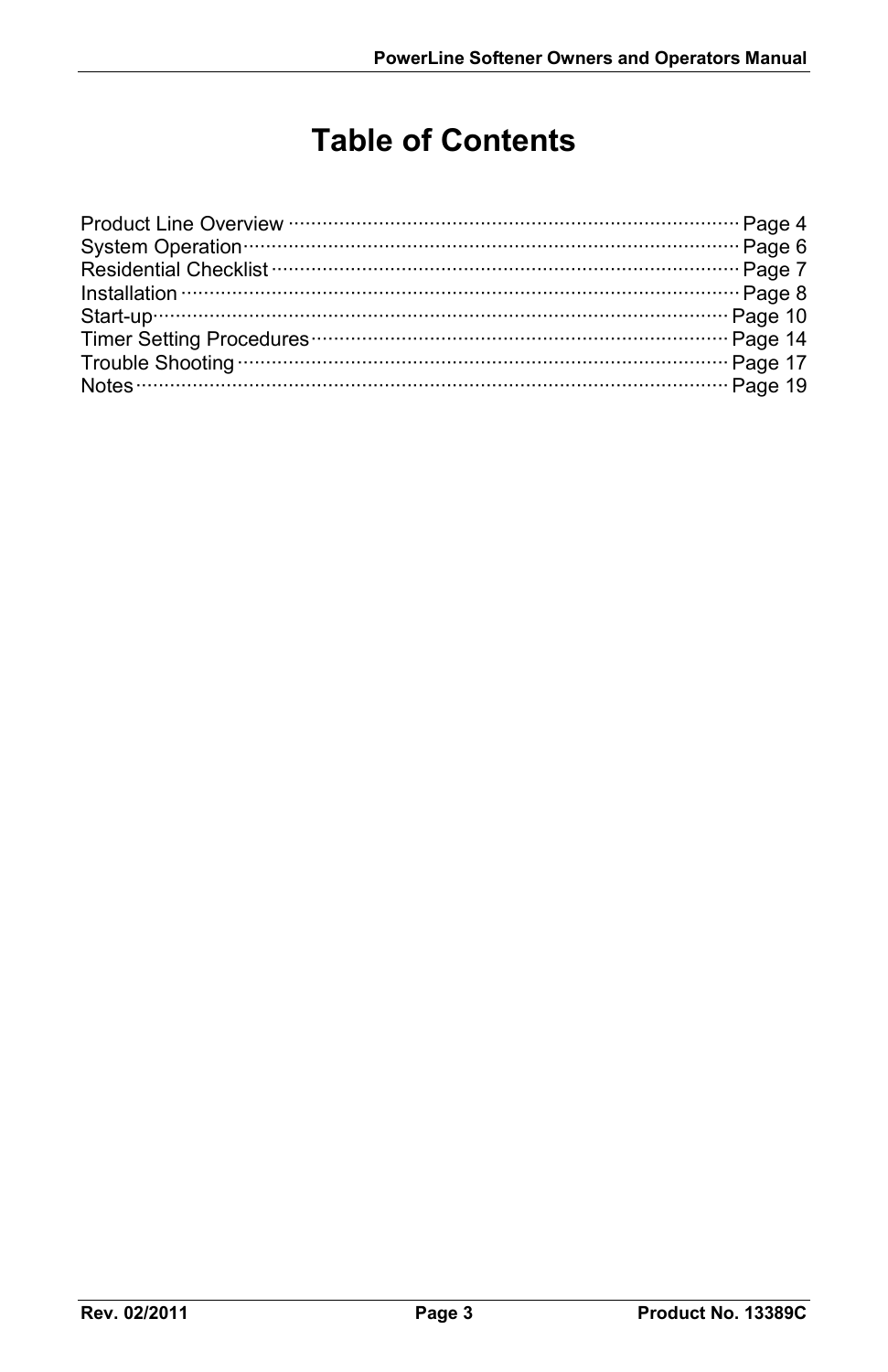# Table of Contents

Product Line Overview ........ Page 4
System Operation ........ Page 6
Residential Checklist ........ Page 7
Installation ........ Page 8
Start-up ........ Page 10
Timer Setting Procedures ........ Page 14
Trouble Shooting ........ Page 17
Notes ........ Page 19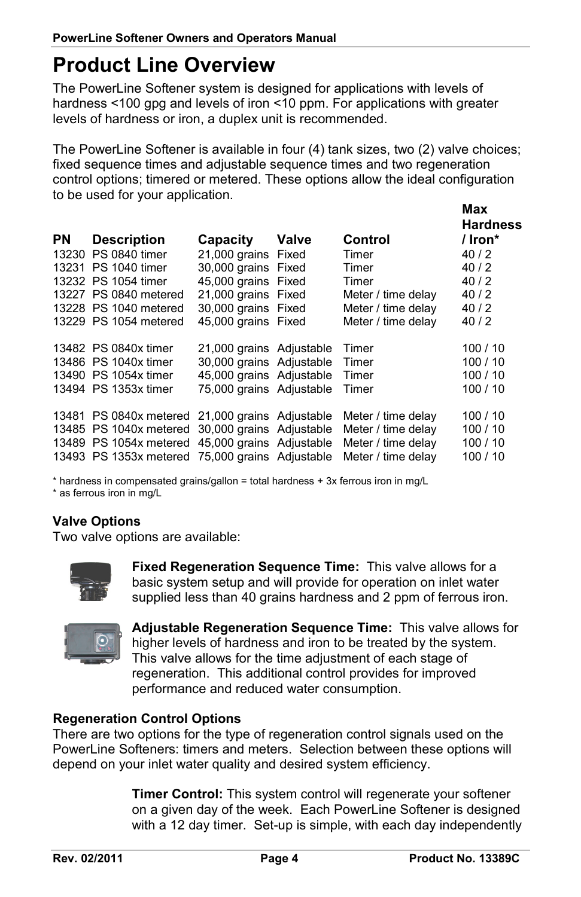# Product Line Overview

The PowerLine Softener system is designed for applications with levels of hardness <100 gpg and levels of iron <10 ppm. For applications with greater levels of hardness or iron, a duplex unit is recommended.

The PowerLine Softener is available in four (4) tank sizes, two (2) valve choices; fixed sequence times and adjustable sequence times and two regeneration control options; timered or metered. These options allow the ideal configuration to be used for your application.

| PN | Description | Capacity | Valve | Control | Max Hardness / Iron* |
|---|---|---|---|---|---|
| 13230 | PS 0840 timer | 21,000 grains | Fixed | Timer | 40 / 2 |
| 13231 | PS 1040 timer | 30,000 grains | Fixed | Timer | 40 / 2 |
| 13232 | PS 1054 timer | 45,000 grains | Fixed | Timer | 40 / 2 |
| 13227 | PS 0840 metered | 21,000 grains | Fixed | Meter / time delay | 40 / 2 |
| 13228 | PS 1040 metered | 30,000 grains | Fixed | Meter / time delay | 40 / 2 |
| 13229 | PS 1054 metered | 45,000 grains | Fixed | Meter / time delay | 40 / 2 |
| 13482 | PS 0840x timer | 21,000 grains | Adjustable | Timer | 100 / 10 |
| 13486 | PS 1040x timer | 30,000 grains | Adjustable | Timer | 100 / 10 |
| 13490 | PS 1054x timer | 45,000 grains | Adjustable | Timer | 100 / 10 |
| 13494 | PS 1353x timer | 75,000 grains | Adjustable | Timer | 100 / 10 |
| 13481 | PS 0840x metered | 21,000 grains | Adjustable | Meter / time delay | 100 / 10 |
| 13485 | PS 1040x metered | 30,000 grains | Adjustable | Meter / time delay | 100 / 10 |
| 13489 | PS 1054x metered | 45,000 grains | Adjustable | Meter / time delay | 100 / 10 |
| 13493 | PS 1353x metered | 75,000 grains | Adjustable | Meter / time delay | 100 / 10 |

\* hardness in compensated grains/gallon = total hardness + 3x ferrous iron in mg/L
\* as ferrous iron in mg/L

### Valve Options

Two valve options are available:

**Fixed Regeneration Sequence Time:** This valve allows for a basic system setup and will provide for operation on inlet water supplied less than 40 grains hardness and 2 ppm of ferrous iron.

**Adjustable Regeneration Sequence Time:** This valve allows for higher levels of hardness and iron to be treated by the system. This valve allows for the time adjustment of each stage of regeneration. This additional control provides for improved performance and reduced water consumption.

### Regeneration Control Options

There are two options for the type of regeneration control signals used on the PowerLine Softeners: timers and meters. Selection between these options will depend on your inlet water quality and desired system efficiency.

**Timer Control:** This system control will regenerate your softener on a given day of the week. Each PowerLine Softener is designed with a 12 day timer. Set-up is simple, with each day independently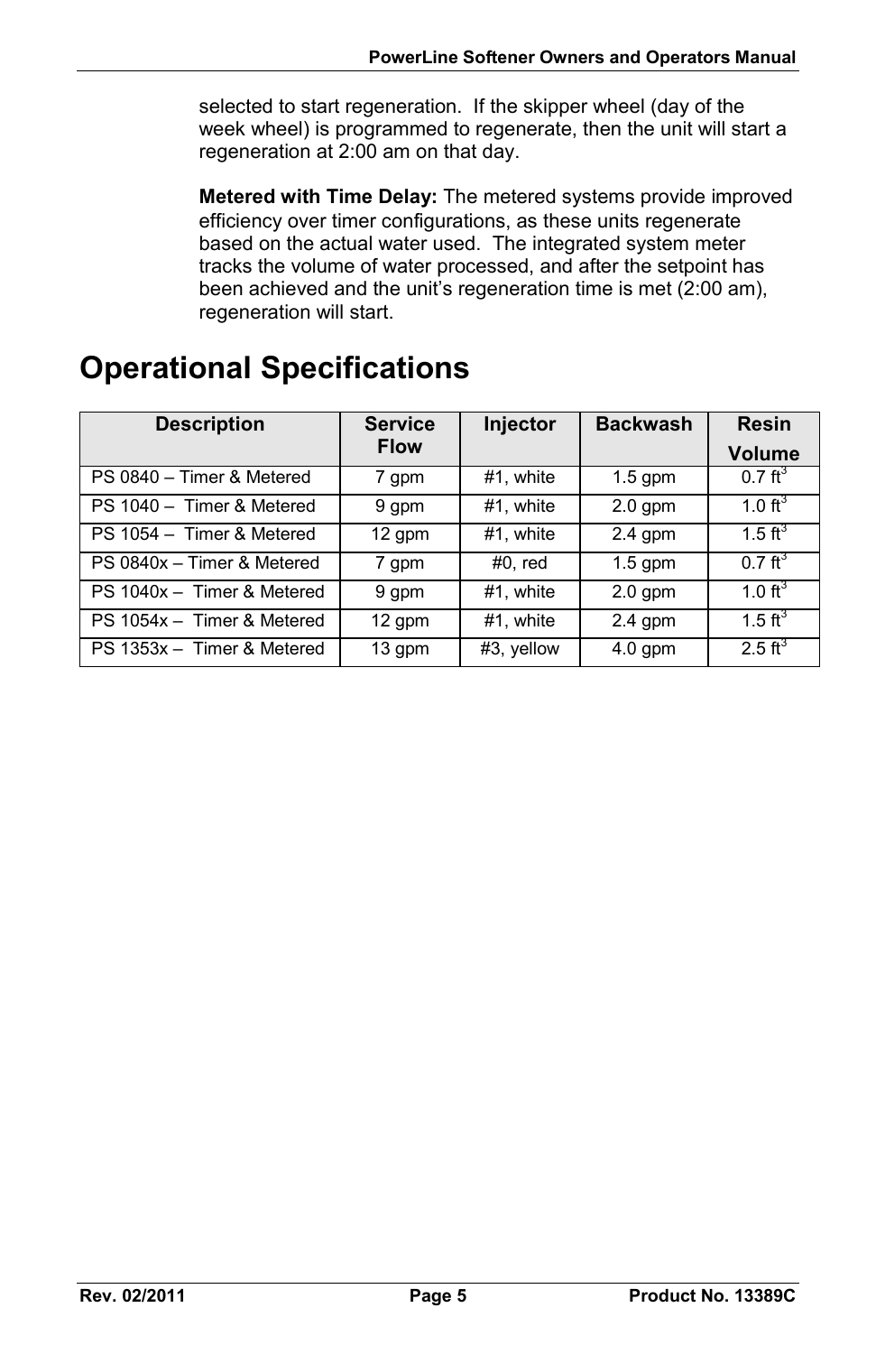selected to start regeneration. If the skipper wheel (day of the week wheel) is programmed to regenerate, then the unit will start a regeneration at 2:00 am on that day.

**Metered with Time Delay:** The metered systems provide improved efficiency over timer configurations, as these units regenerate based on the actual water used. The integrated system meter tracks the volume of water processed, and after the setpoint has been achieved and the unit's regeneration time is met (2:00 am), regeneration will start.

# Operational Specifications

| Description | Service Flow | Injector | Backwash | Resin Volume |
|---|---|---|---|---|
| PS 0840 – Timer & Metered | 7 gpm | #1, white | 1.5 gpm | 0.7 $ft^3$ |
| PS 1040 – Timer & Metered | 9 gpm | #1, white | 2.0 gpm | 1.0 $ft^3$ |
| PS 1054 – Timer & Metered | 12 gpm | #1, white | 2.4 gpm | 1.5 $ft^3$ |
| PS 0840x – Timer & Metered | 7 gpm | #0, red | 1.5 gpm | 0.7 $ft^3$ |
| PS 1040x – Timer & Metered | 9 gpm | #1, white | 2.0 gpm | 1.0 $ft^3$ |
| PS 1054x – Timer & Metered | 12 gpm | #1, white | 2.4 gpm | 1.5 $ft^3$ |
| PS 1353x – Timer & Metered | 13 gpm | #3, yellow | 4.0 gpm | 2.5 $ft^3$ |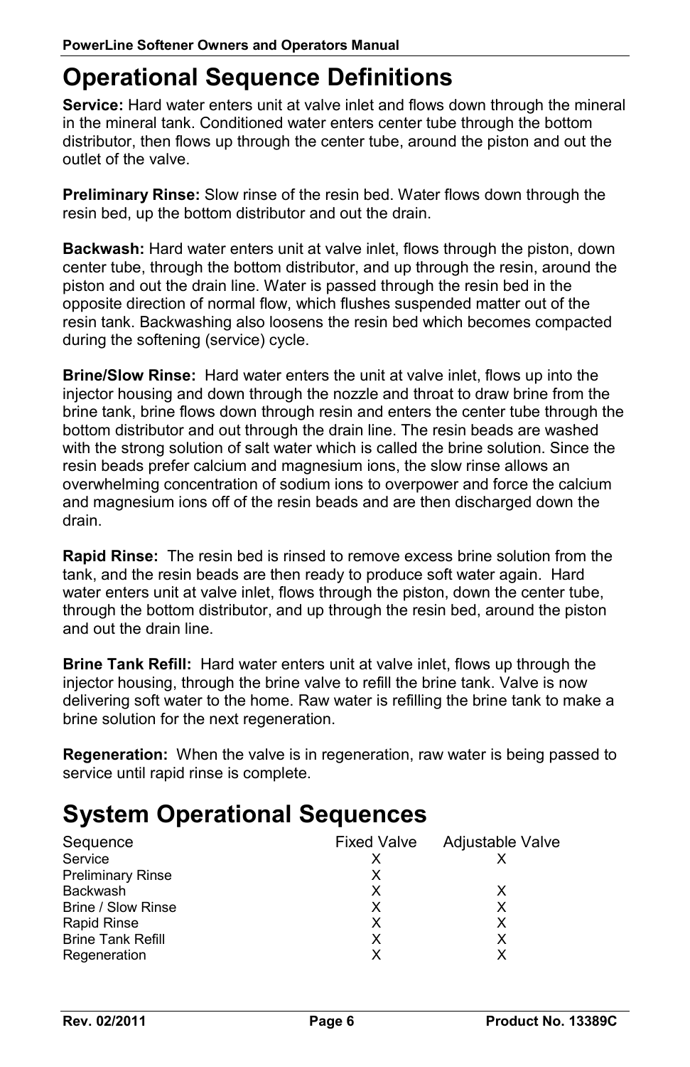# Operational Sequence Definitions

**Service:** Hard water enters unit at valve inlet and flows down through the mineral in the mineral tank. Conditioned water enters center tube through the bottom distributor, then flows up through the center tube, around the piston and out the outlet of the valve.

**Preliminary Rinse:** Slow rinse of the resin bed. Water flows down through the resin bed, up the bottom distributor and out the drain.

**Backwash:** Hard water enters unit at valve inlet, flows through the piston, down center tube, through the bottom distributor, and up through the resin, around the piston and out the drain line. Water is passed through the resin bed in the opposite direction of normal flow, which flushes suspended matter out of the resin tank. Backwashing also loosens the resin bed which becomes compacted during the softening (service) cycle.

**Brine/Slow Rinse:** Hard water enters the unit at valve inlet, flows up into the injector housing and down through the nozzle and throat to draw brine from the brine tank, brine flows down through resin and enters the center tube through the bottom distributor and out through the drain line. The resin beads are washed with the strong solution of salt water which is called the brine solution. Since the resin beads prefer calcium and magnesium ions, the slow rinse allows an overwhelming concentration of sodium ions to overpower and force the calcium and magnesium ions off of the resin beads and are then discharged down the drain.

**Rapid Rinse:** The resin bed is rinsed to remove excess brine solution from the tank, and the resin beads are then ready to produce soft water again. Hard water enters unit at valve inlet, flows through the piston, down the center tube, through the bottom distributor, and up through the resin bed, around the piston and out the drain line.

**Brine Tank Refill:** Hard water enters unit at valve inlet, flows up through the injector housing, through the brine valve to refill the brine tank. Valve is now delivering soft water to the home. Raw water is refilling the brine tank to make a brine solution for the next regeneration.

**Regeneration:** When the valve is in regeneration, raw water is being passed to service until rapid rinse is complete.

# System Operational Sequences

| Sequence | Fixed Valve | Adjustable Valve |
|---|---|---|
| Service | X | X |
| Preliminary Rinse | X | |
| Backwash | X | X |
| Brine / Slow Rinse | X | X |
| Rapid Rinse | X | X |
| Brine Tank Refill | X | X |
| Regeneration | X | X |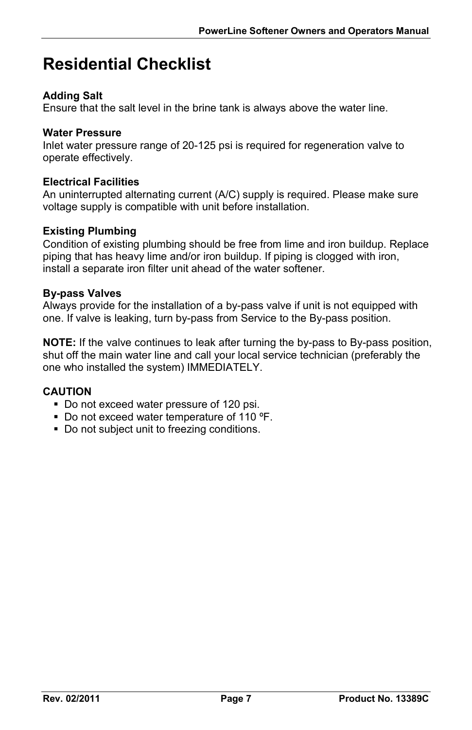# Residential Checklist

### Adding Salt

Ensure that the salt level in the brine tank is always above the water line.

### Water Pressure

Inlet water pressure range of 20-125 psi is required for regeneration valve to operate effectively.

### Electrical Facilities

An uninterrupted alternating current (A/C) supply is required. Please make sure voltage supply is compatible with unit before installation.

### Existing Plumbing

Condition of existing plumbing should be free from lime and iron buildup. Replace piping that has heavy lime and/or iron buildup. If piping is clogged with iron, install a separate iron filter unit ahead of the water softener.

### By-pass Valves

Always provide for the installation of a by-pass valve if unit is not equipped with one. If valve is leaking, turn by-pass from Service to the By-pass position.

**NOTE:** If the valve continues to leak after turning the by-pass to By-pass position, shut off the main water line and call your local service technician (preferably the one who installed the system) IMMEDIATELY.

### CAUTION

- Do not exceed water pressure of 120 psi.
- Do not exceed water temperature of 110 ºF.
- Do not subject unit to freezing conditions.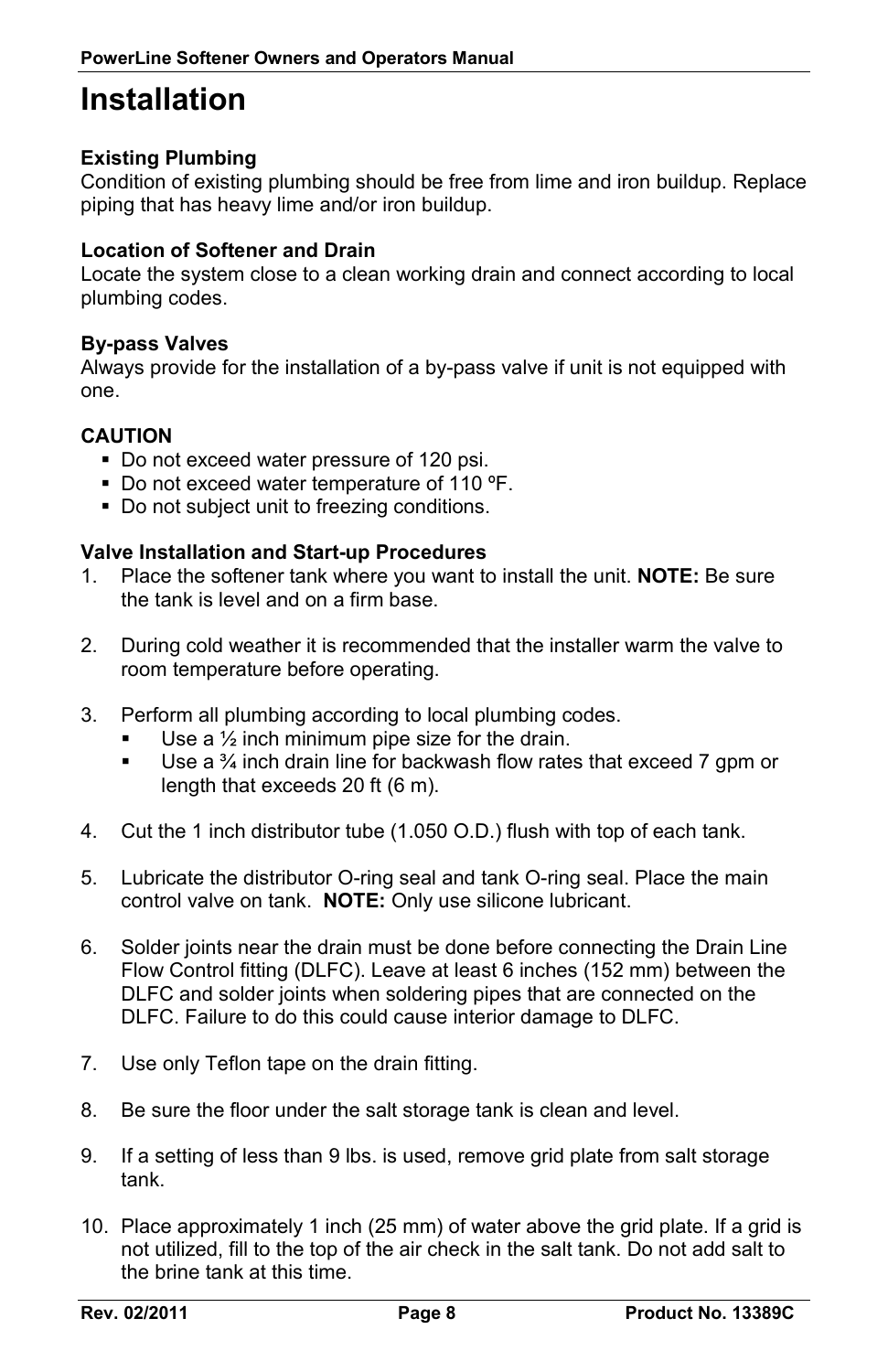# Installation

**Existing Plumbing**

Condition of existing plumbing should be free from lime and iron buildup. Replace piping that has heavy lime and/or iron buildup.

**Location of Softener and Drain**

Locate the system close to a clean working drain and connect according to local plumbing codes.

**By-pass Valves**

Always provide for the installation of a by-pass valve if unit is not equipped with one.

**CAUTION**

- Do not exceed water pressure of 120 psi.
- Do not exceed water temperature of 110 ºF.
- Do not subject unit to freezing conditions.

**Valve Installation and Start-up Procedures**

1. Place the softener tank where you want to install the unit. **NOTE:** Be sure the tank is level and on a firm base.

2. During cold weather it is recommended that the installer warm the valve to room temperature before operating.

3. Perform all plumbing according to local plumbing codes.
   - Use a ½ inch minimum pipe size for the drain.
   - Use a ¾ inch drain line for backwash flow rates that exceed 7 gpm or length that exceeds 20 ft (6 m).

4. Cut the 1 inch distributor tube (1.050 O.D.) flush with top of each tank.

5. Lubricate the distributor O-ring seal and tank O-ring seal. Place the main control valve on tank. **NOTE:** Only use silicone lubricant.

6. Solder joints near the drain must be done before connecting the Drain Line Flow Control fitting (DLFC). Leave at least 6 inches (152 mm) between the DLFC and solder joints when soldering pipes that are connected on the DLFC. Failure to do this could cause interior damage to DLFC.

7. Use only Teflon tape on the drain fitting.

8. Be sure the floor under the salt storage tank is clean and level.

9. If a setting of less than 9 lbs. is used, remove grid plate from salt storage tank.

10. Place approximately 1 inch (25 mm) of water above the grid plate. If a grid is not utilized, fill to the top of the air check in the salt tank. Do not add salt to the brine tank at this time.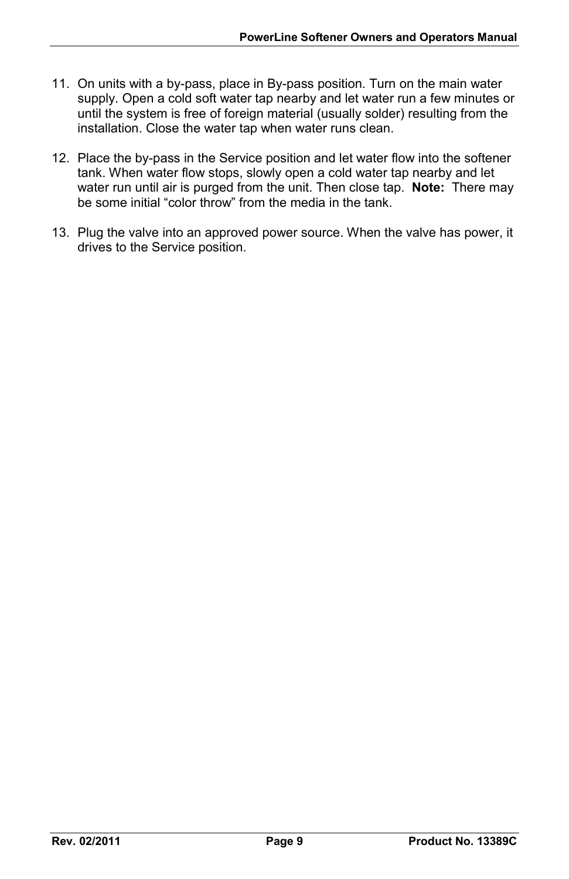11. On units with a by-pass, place in By-pass position. Turn on the main water supply. Open a cold soft water tap nearby and let water run a few minutes or until the system is free of foreign material (usually solder) resulting from the installation. Close the water tap when water runs clean.

12. Place the by-pass in the Service position and let water flow into the softener tank. When water flow stops, slowly open a cold water tap nearby and let water run until air is purged from the unit. Then close tap. **Note:** There may be some initial "color throw" from the media in the tank.

13. Plug the valve into an approved power source. When the valve has power, it drives to the Service position.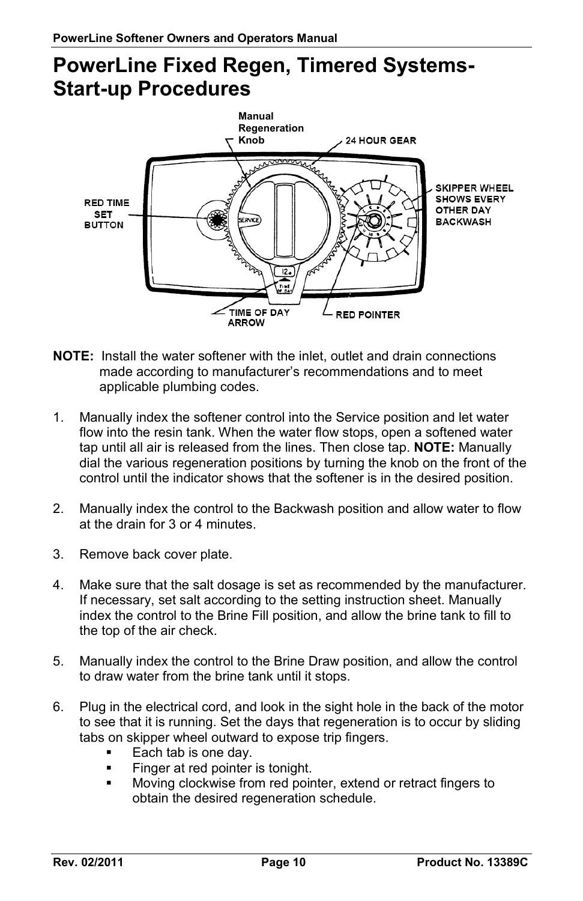# PowerLine Fixed Regen, Timered Systems-Start-up Procedures

**NOTE:** Install the water softener with the inlet, outlet and drain connections made according to manufacturer's recommendations and to meet applicable plumbing codes.

1. Manually index the softener control into the Service position and let water flow into the resin tank. When the water flow stops, open a softened water tap until all air is released from the lines. Then close tap. **NOTE:** Manually dial the various regeneration positions by turning the knob on the front of the control until the indicator shows that the softener is in the desired position.

2. Manually index the control to the Backwash position and allow water to flow at the drain for 3 or 4 minutes.

3. Remove back cover plate.

4. Make sure that the salt dosage is set as recommended by the manufacturer. If necessary, set salt according to the setting instruction sheet. Manually index the control to the Brine Fill position, and allow the brine tank to fill to the top of the air check.

5. Manually index the control to the Brine Draw position, and allow the control to draw water from the brine tank until it stops.

6. Plug in the electrical cord, and look in the sight hole in the back of the motor to see that it is running. Set the days that regeneration is to occur by sliding tabs on skipper wheel outward to expose trip fingers.
   - Each tab is one day.
   - Finger at red pointer is tonight.
   - Moving clockwise from red pointer, extend or retract fingers to obtain the desired regeneration schedule.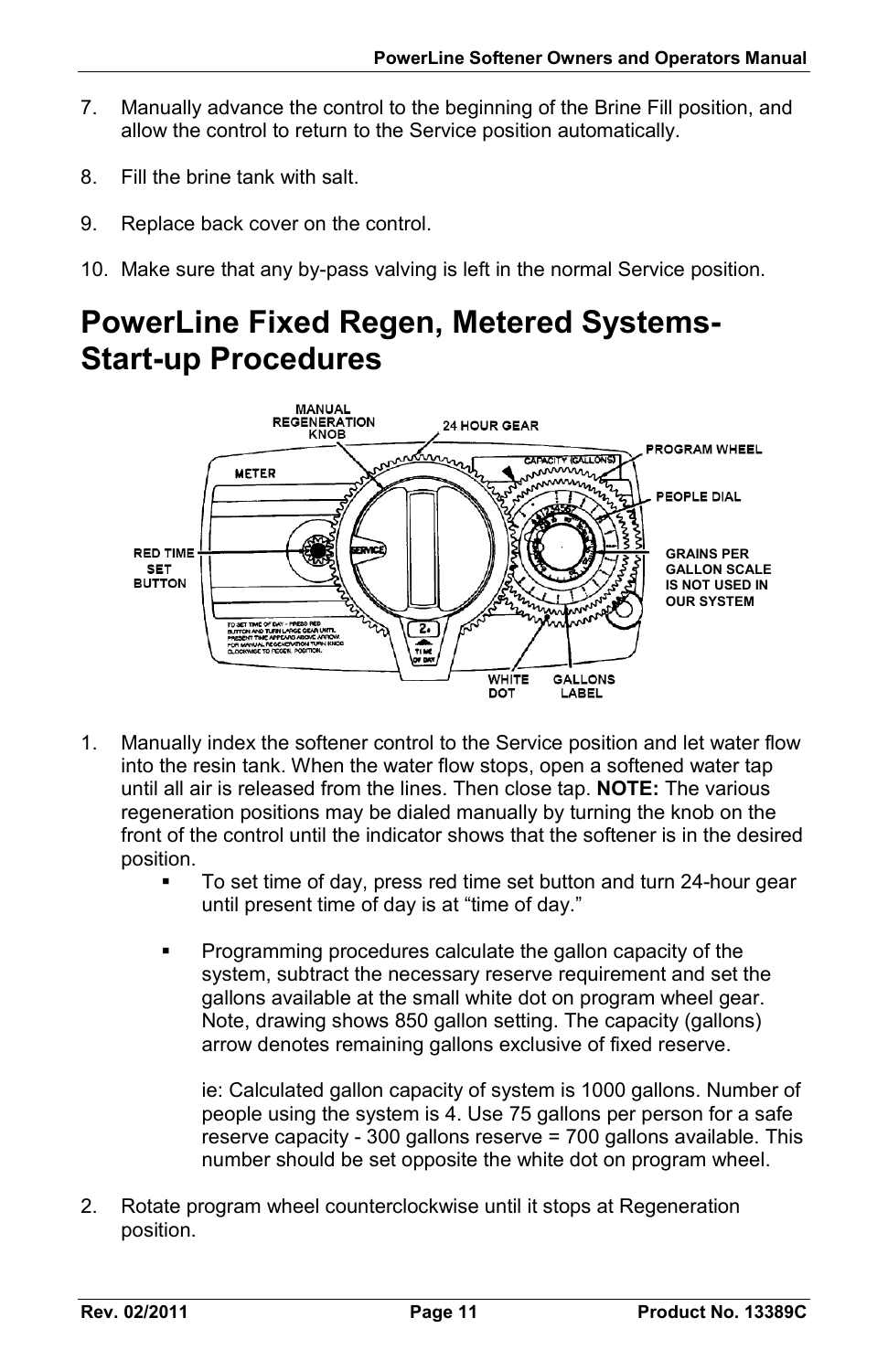7. Manually advance the control to the beginning of the Brine Fill position, and allow the control to return to the Service position automatically.

8. Fill the brine tank with salt.

9. Replace back cover on the control.

10. Make sure that any by-pass valving is left in the normal Service position.

# PowerLine Fixed Regen, Metered Systems-Start-up Procedures

1. Manually index the softener control to the Service position and let water flow into the resin tank. When the water flow stops, open a softened water tap until all air is released from the lines. Then close tap. **NOTE:** The various regeneration positions may be dialed manually by turning the knob on the front of the control until the indicator shows that the softener is in the desired position.
   - To set time of day, press red time set button and turn 24-hour gear until present time of day is at "time of day."

   - Programming procedures calculate the gallon capacity of the system, subtract the necessary reserve requirement and set the gallons available at the small white dot on program wheel gear. Note, drawing shows 850 gallon setting. The capacity (gallons) arrow denotes remaining gallons exclusive of fixed reserve.

     ie: Calculated gallon capacity of system is 1000 gallons. Number of people using the system is 4. Use 75 gallons per person for a safe reserve capacity - 300 gallons reserve = 700 gallons available. This number should be set opposite the white dot on program wheel.

2. Rotate program wheel counterclockwise until it stops at Regeneration position.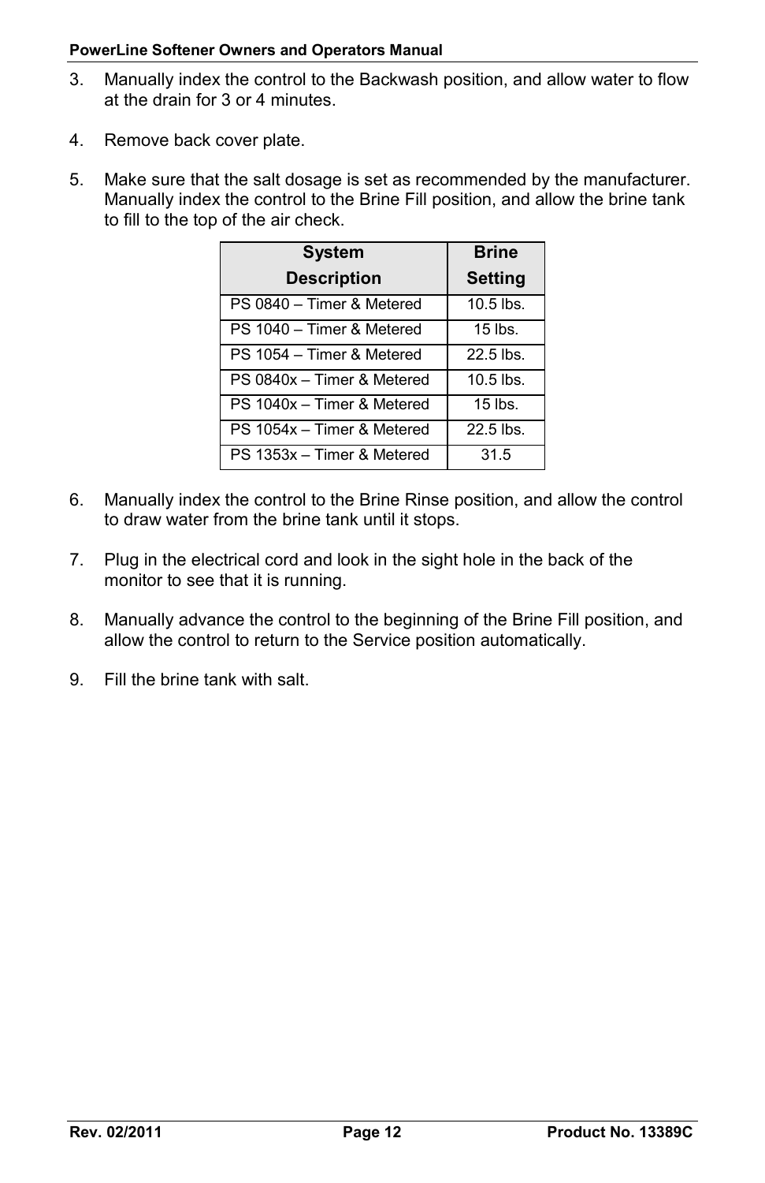3. Manually index the control to the Backwash position, and allow water to flow at the drain for 3 or 4 minutes.

4. Remove back cover plate.

5. Make sure that the salt dosage is set as recommended by the manufacturer. Manually index the control to the Brine Fill position, and allow the brine tank to fill to the top of the air check.

| System Description | Brine Setting |
|---|---|
| PS 0840 – Timer & Metered | 10.5 lbs. |
| PS 1040 – Timer & Metered | 15 lbs. |
| PS 1054 – Timer & Metered | 22.5 lbs. |
| PS 0840x – Timer & Metered | 10.5 lbs. |
| PS 1040x – Timer & Metered | 15 lbs. |
| PS 1054x – Timer & Metered | 22.5 lbs. |
| PS 1353x – Timer & Metered | 31.5 |

6. Manually index the control to the Brine Rinse position, and allow the control to draw water from the brine tank until it stops.

7. Plug in the electrical cord and look in the sight hole in the back of the monitor to see that it is running.

8. Manually advance the control to the beginning of the Brine Fill position, and allow the control to return to the Service position automatically.

9. Fill the brine tank with salt.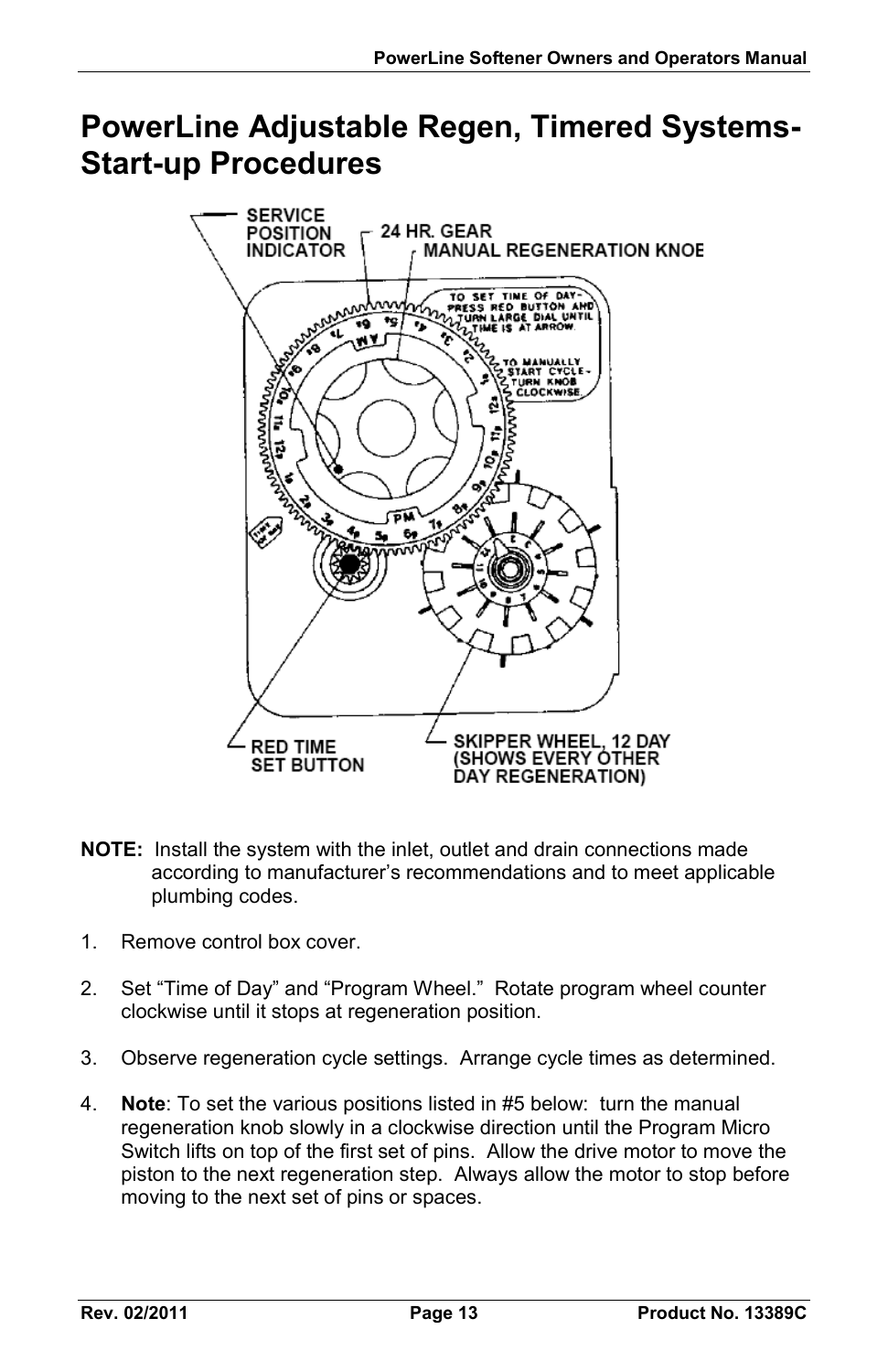# PowerLine Adjustable Regen, Timered Systems-Start-up Procedures

**NOTE:** Install the system with the inlet, outlet and drain connections made according to manufacturer's recommendations and to meet applicable plumbing codes.

1. Remove control box cover.

2. Set "Time of Day" and "Program Wheel." Rotate program wheel counter clockwise until it stops at regeneration position.

3. Observe regeneration cycle settings. Arrange cycle times as determined.

4. **Note**: To set the various positions listed in #5 below: turn the manual regeneration knob slowly in a clockwise direction until the Program Micro Switch lifts on top of the first set of pins. Allow the drive motor to move the piston to the next regeneration step. Always allow the motor to stop before moving to the next set of pins or spaces.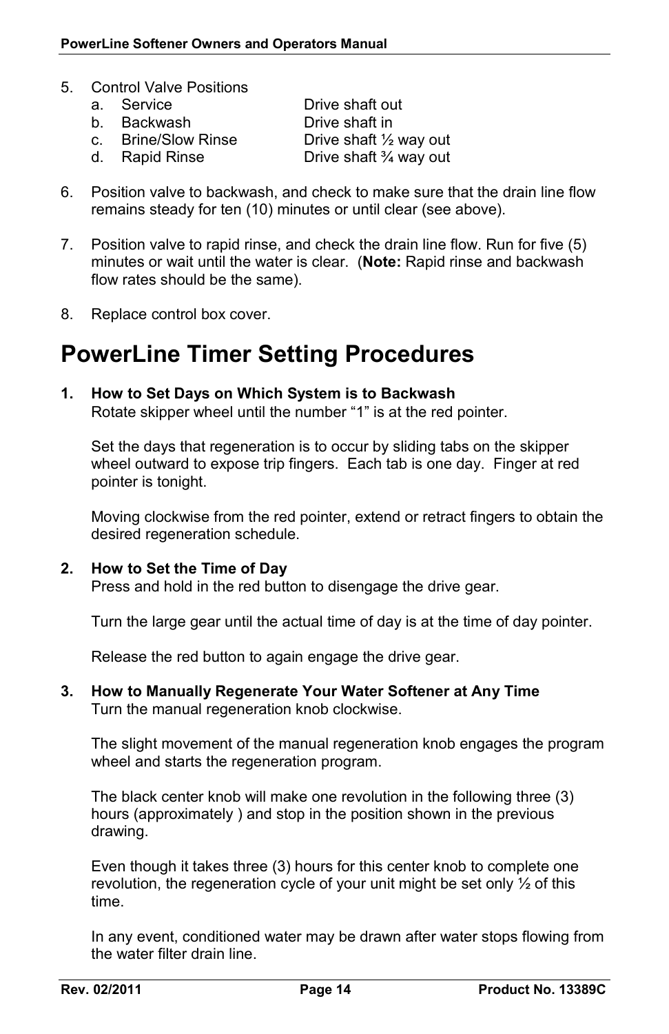5. Control Valve Positions
   a. Service — Drive shaft out
   b. Backwash — Drive shaft in
   c. Brine/Slow Rinse — Drive shaft ½ way out
   d. Rapid Rinse — Drive shaft ¾ way out

6. Position valve to backwash, and check to make sure that the drain line flow remains steady for ten (10) minutes or until clear (see above).

7. Position valve to rapid rinse, and check the drain line flow. Run for five (5) minutes or wait until the water is clear. (**Note:** Rapid rinse and backwash flow rates should be the same).

8. Replace control box cover.

# PowerLine Timer Setting Procedures

**1. How to Set Days on Which System is to Backwash**

Rotate skipper wheel until the number "1" is at the red pointer.

Set the days that regeneration is to occur by sliding tabs on the skipper wheel outward to expose trip fingers. Each tab is one day. Finger at red pointer is tonight.

Moving clockwise from the red pointer, extend or retract fingers to obtain the desired regeneration schedule.

**2. How to Set the Time of Day**

Press and hold in the red button to disengage the drive gear.

Turn the large gear until the actual time of day is at the time of day pointer.

Release the red button to again engage the drive gear.

**3. How to Manually Regenerate Your Water Softener at Any Time**

Turn the manual regeneration knob clockwise.

The slight movement of the manual regeneration knob engages the program wheel and starts the regeneration program.

The black center knob will make one revolution in the following three (3) hours (approximately ) and stop in the position shown in the previous drawing.

Even though it takes three (3) hours for this center knob to complete one revolution, the regeneration cycle of your unit might be set only ½ of this time.

In any event, conditioned water may be drawn after water stops flowing from the water filter drain line.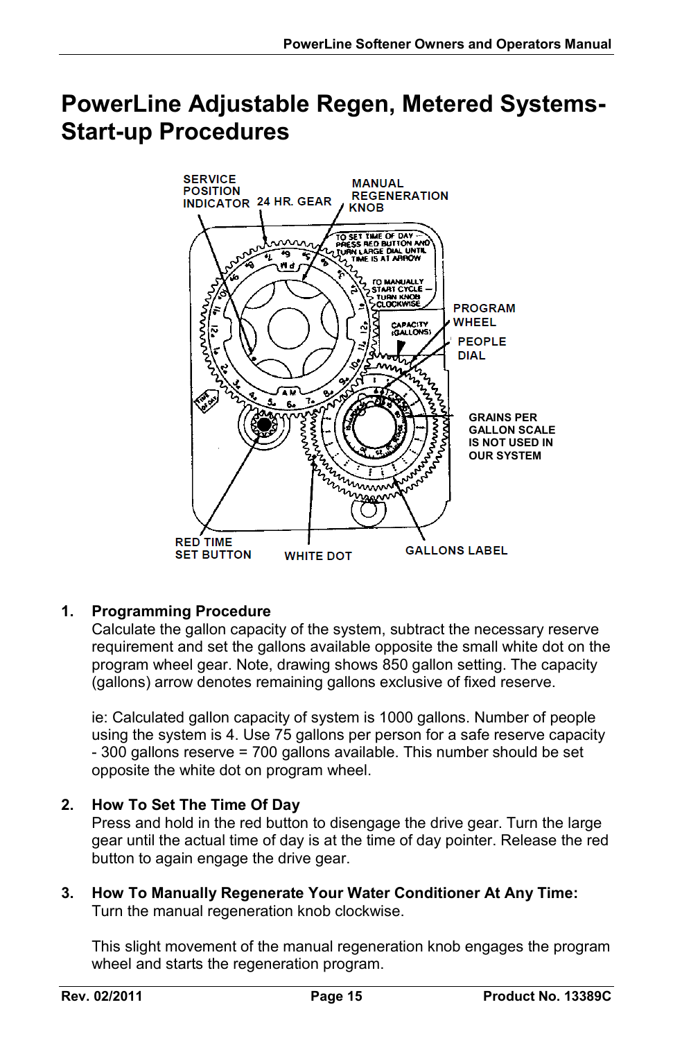# PowerLine Adjustable Regen, Metered Systems-Start-up Procedures

1. **Programming Procedure**
   Calculate the gallon capacity of the system, subtract the necessary reserve requirement and set the gallons available opposite the small white dot on the program wheel gear. Note, drawing shows 850 gallon setting. The capacity (gallons) arrow denotes remaining gallons exclusive of fixed reserve.

   ie: Calculated gallon capacity of system is 1000 gallons. Number of people using the system is 4. Use 75 gallons per person for a safe reserve capacity - 300 gallons reserve = 700 gallons available. This number should be set opposite the white dot on program wheel.

2. **How To Set The Time Of Day**
   Press and hold in the red button to disengage the drive gear. Turn the large gear until the actual time of day is at the time of day pointer. Release the red button to again engage the drive gear.

3. **How To Manually Regenerate Your Water Conditioner At Any Time:**
   Turn the manual regeneration knob clockwise.

   This slight movement of the manual regeneration knob engages the program wheel and starts the regeneration program.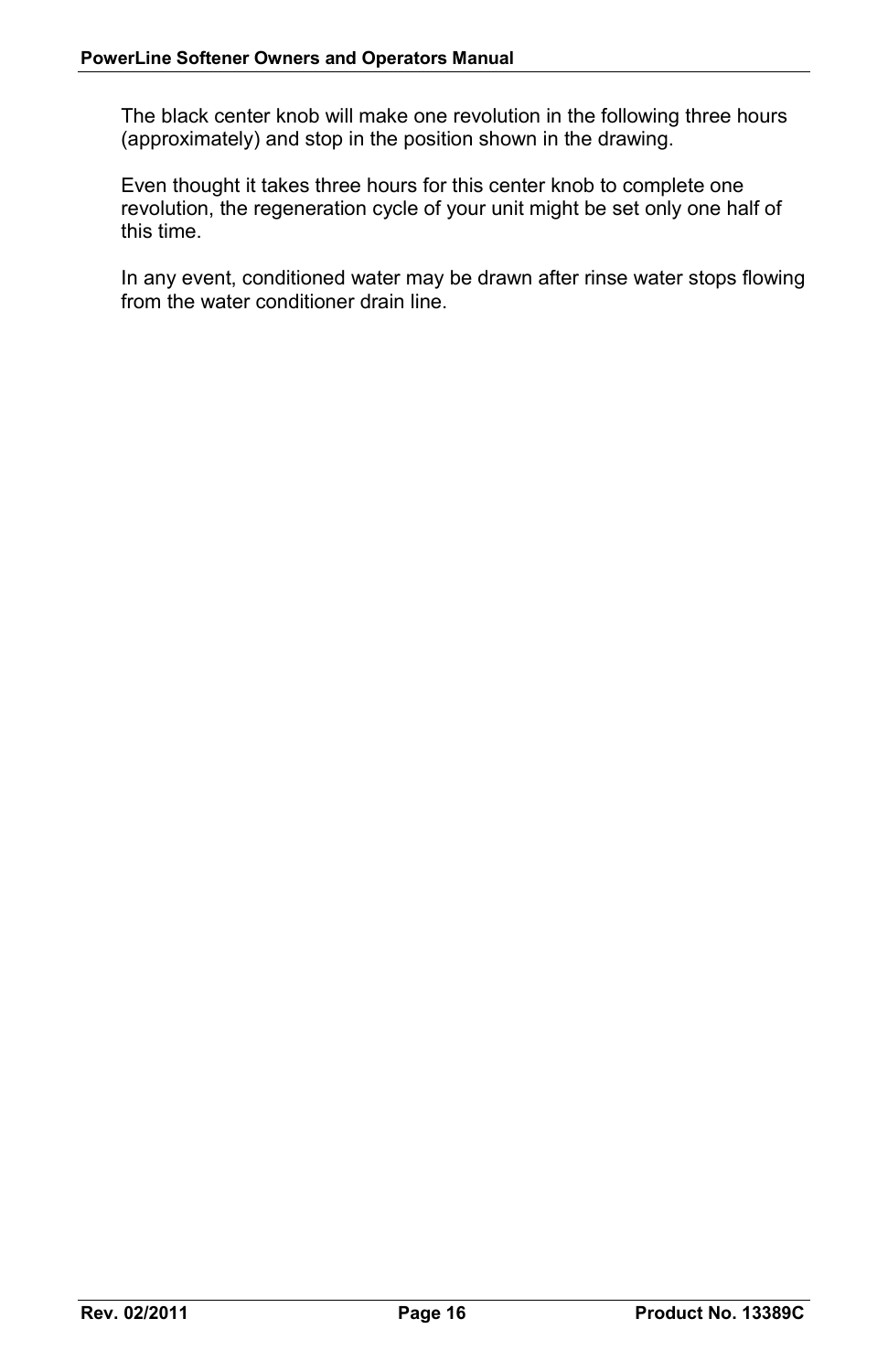The black center knob will make one revolution in the following three hours (approximately) and stop in the position shown in the drawing.

Even thought it takes three hours for this center knob to complete one revolution, the regeneration cycle of your unit might be set only one half of this time.

In any event, conditioned water may be drawn after rinse water stops flowing from the water conditioner drain line.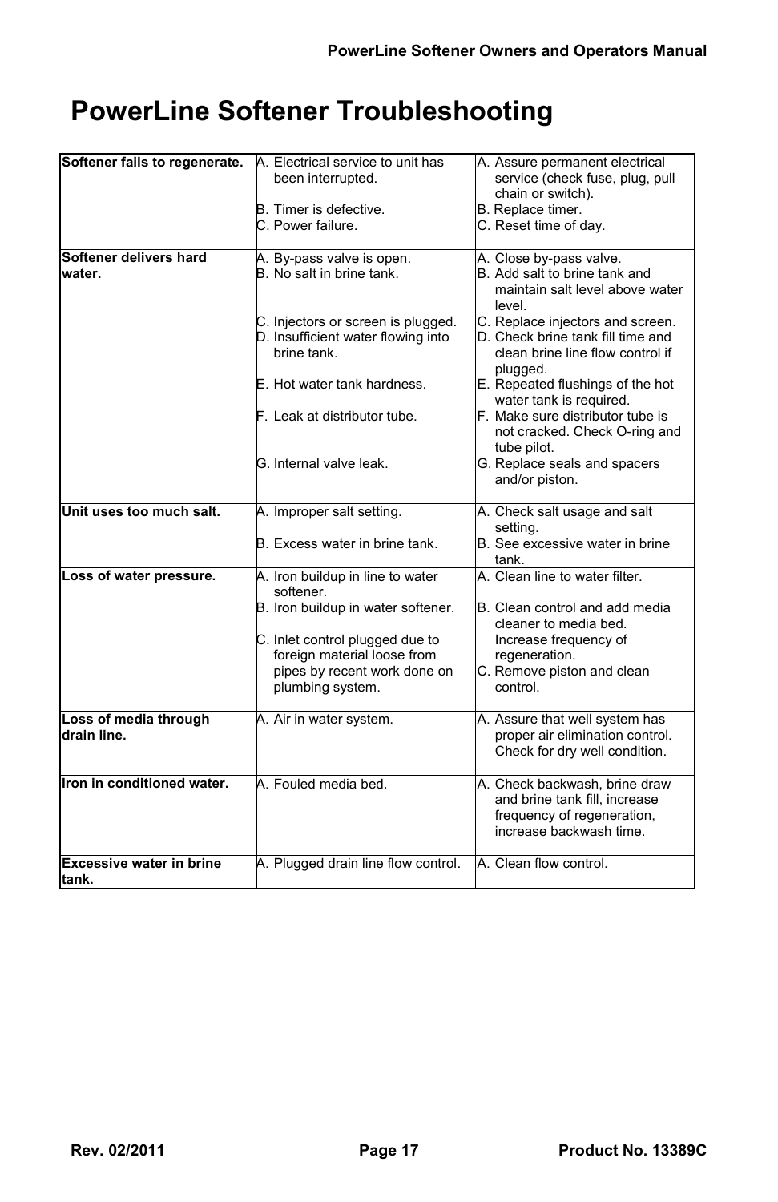# PowerLine Softener Troubleshooting

| Problem | Cause | Correction |
| --- | --- | --- |
| **Softener fails to regenerate.** | A. Electrical service to unit has been interrupted.<br>B. Timer is defective.<br>C. Power failure. | A. Assure permanent electrical service (check fuse, plug, pull chain or switch).<br>B. Replace timer.<br>C. Reset time of day. |
| **Softener delivers hard water.** | A. By-pass valve is open.<br>B. No salt in brine tank.<br>C. Injectors or screen is plugged.<br>D. Insufficient water flowing into brine tank.<br>E. Hot water tank hardness.<br>F. Leak at distributor tube.<br>G. Internal valve leak. | A. Close by-pass valve.<br>B. Add salt to brine tank and maintain salt level above water level.<br>C. Replace injectors and screen.<br>D. Check brine tank fill time and clean brine line flow control if plugged.<br>E. Repeated flushings of the hot water tank is required.<br>F. Make sure distributor tube is not cracked. Check O-ring and tube pilot.<br>G. Replace seals and spacers and/or piston. |
| **Unit uses too much salt.** | A. Improper salt setting.<br>B. Excess water in brine tank. | A. Check salt usage and salt setting.<br>B. See excessive water in brine tank. |
| **Loss of water pressure.** | A. Iron buildup in line to water softener.<br>B. Iron buildup in water softener.<br>C. Inlet control plugged due to foreign material loose from pipes by recent work done on plumbing system. | A. Clean line to water filter.<br>B. Clean control and add media cleaner to media bed. Increase frequency of regeneration.<br>C. Remove piston and clean control. |
| **Loss of media through drain line.** | A. Air in water system. | A. Assure that well system has proper air elimination control. Check for dry well condition. |
| **Iron in conditioned water.** | A. Fouled media bed. | A. Check backwash, brine draw and brine tank fill, increase frequency of regeneration, increase backwash time. |
| **Excessive water in brine tank.** | A. Plugged drain line flow control. | A. Clean flow control. |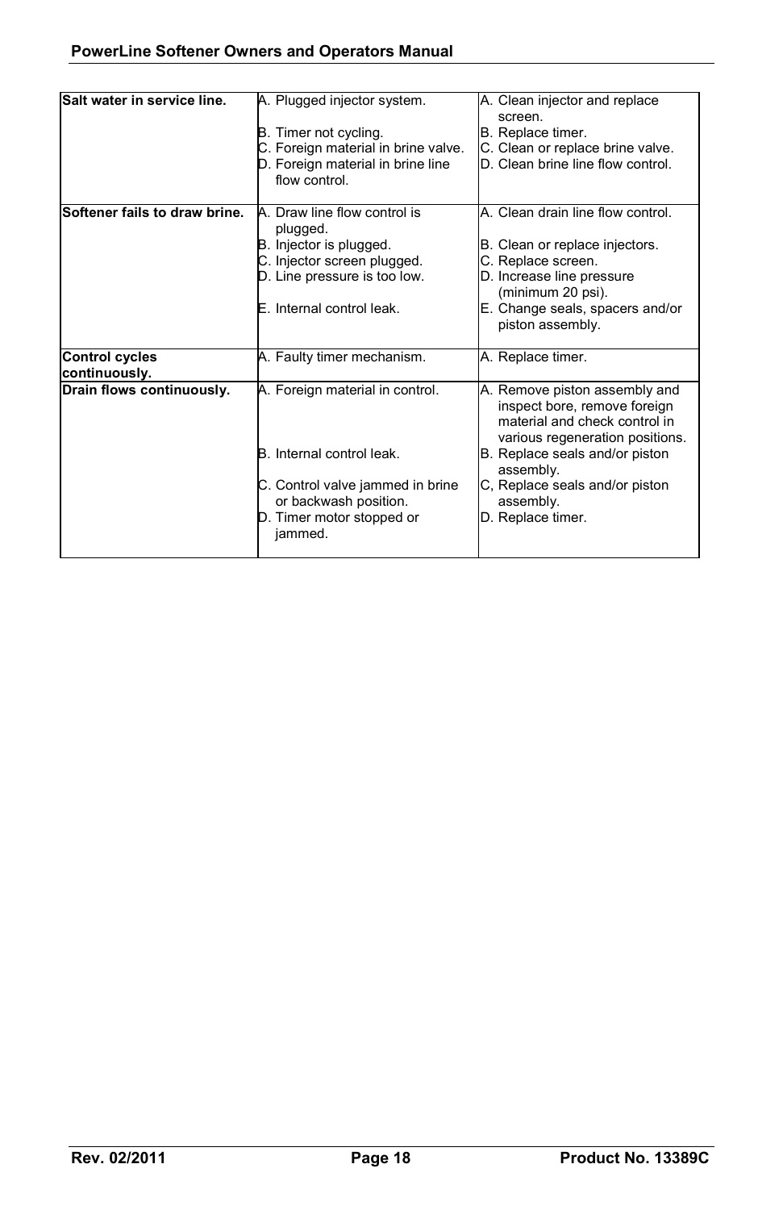| **Salt water in service line.** | A. Plugged injector system.<br>B. Timer not cycling.<br>C. Foreign material in brine valve.<br>D. Foreign material in brine line flow control. | A. Clean injector and replace screen.<br>B. Replace timer.<br>C. Clean or replace brine valve.<br>D. Clean brine line flow control. |
|---|---|---|
| **Softener fails to draw brine.** | A. Draw line flow control is plugged.<br>B. Injector is plugged.<br>C. Injector screen plugged.<br>D. Line pressure is too low.<br>E. Internal control leak. | A. Clean drain line flow control.<br>B. Clean or replace injectors.<br>C. Replace screen.<br>D. Increase line pressure (minimum 20 psi).<br>E. Change seals, spacers and/or piston assembly. |
| **Control cycles continuously.** | A. Faulty timer mechanism. | A. Replace timer. |
| **Drain flows continuously.** | A. Foreign material in control.<br>B. Internal control leak.<br>C. Control valve jammed in brine or backwash position.<br>D. Timer motor stopped or jammed. | A. Remove piston assembly and inspect bore, remove foreign material and check control in various regeneration positions.<br>B. Replace seals and/or piston assembly.<br>C, Replace seals and/or piston assembly.<br>D. Replace timer. |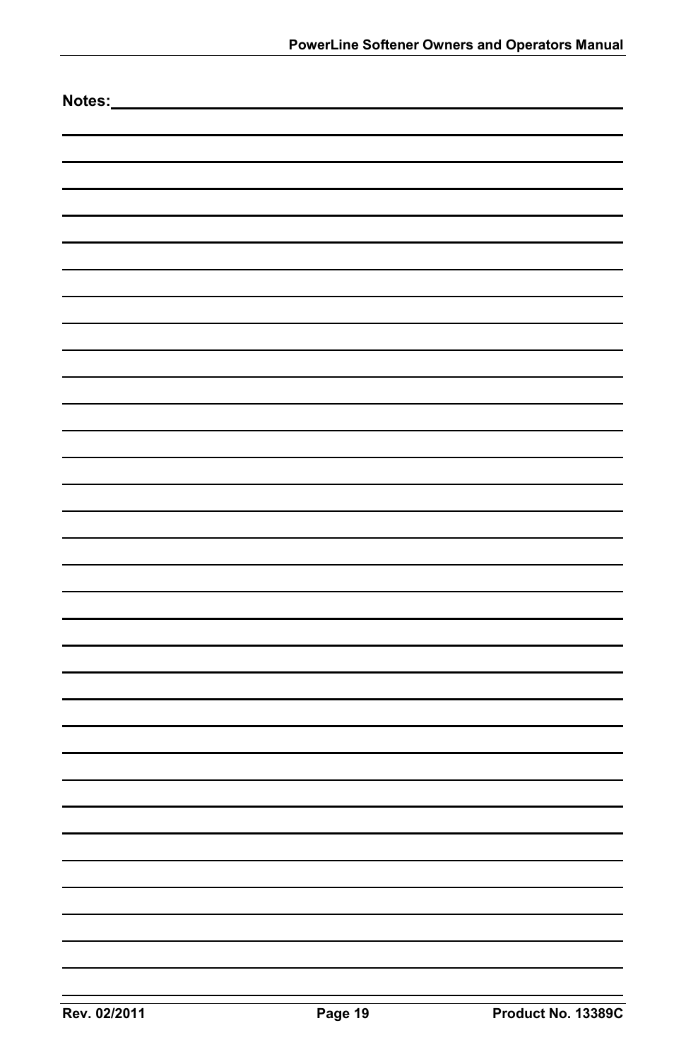**Notes:**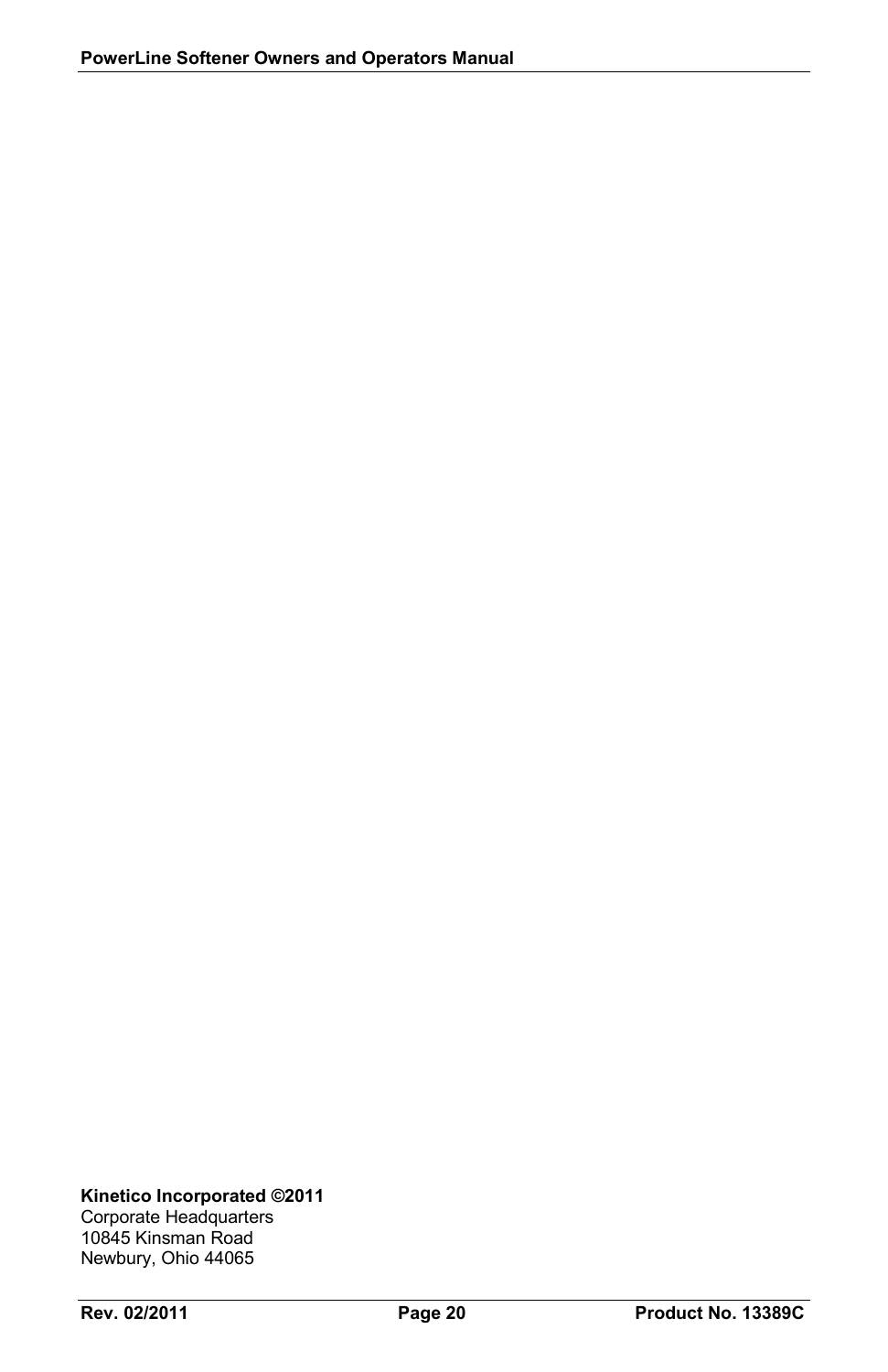**Kinetico Incorporated ©2011**
Corporate Headquarters
10845 Kinsman Road
Newbury, Ohio 44065